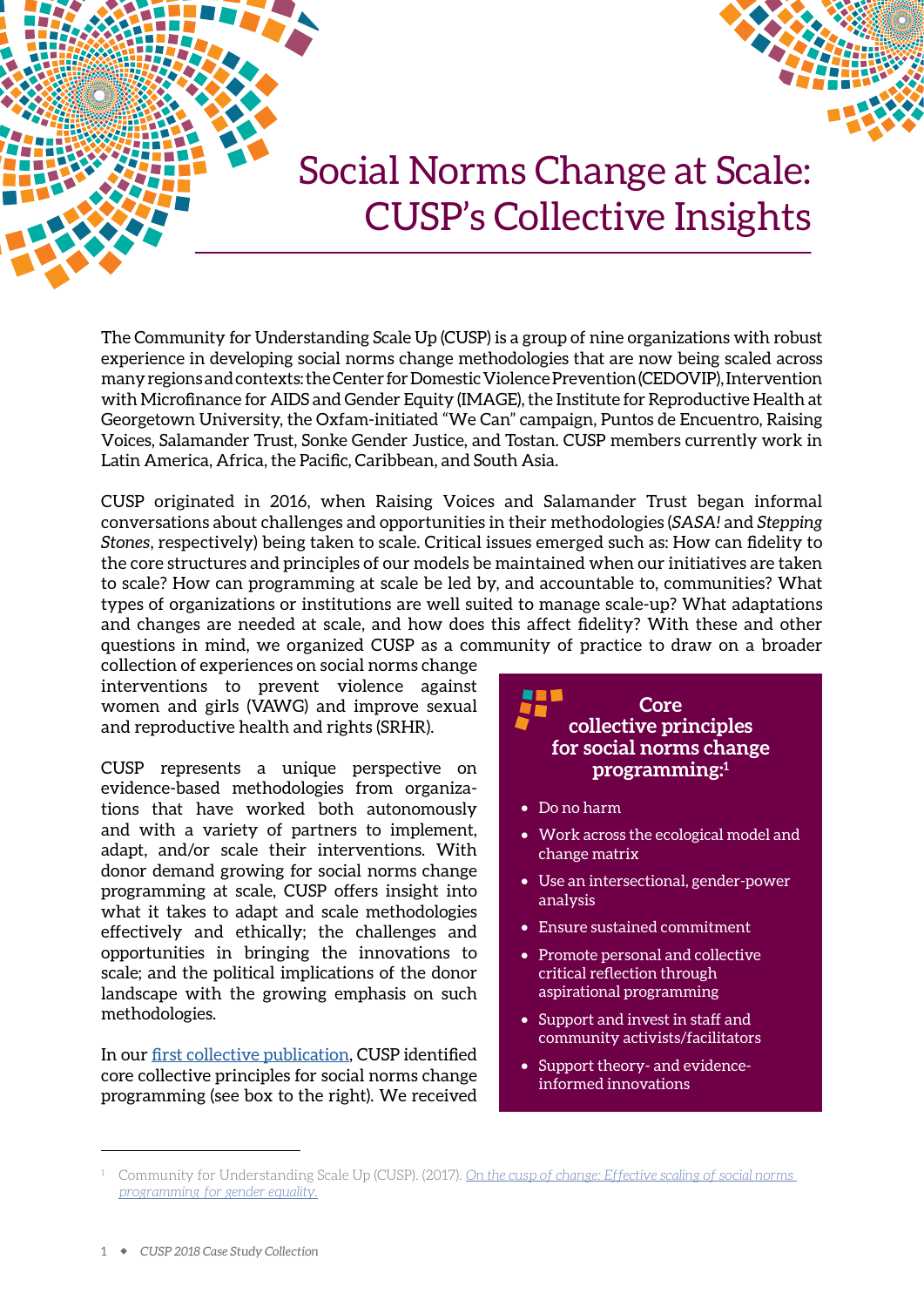# Social Norms Change at Scale: CUSP's Collective Insights

The Community for Understanding Scale Up (CUSP) is a group of nine organizations with robust experience in developing social norms change methodologies that are now being scaled across many regions and contexts: the Center for Domestic Violence Prevention (CEDOVIP), Intervention with Microfinance for AIDS and Gender Equity (IMAGE), the Institute for Reproductive Health at Georgetown University, the Oxfam-initiated "We Can" campaign, Puntos de Encuentro, Raising Voices, Salamander Trust, Sonke Gender Justice, and Tostan. CUSP members currently work in Latin America, Africa, the Pacific, Caribbean, and South Asia.

CUSP originated in 2016, when Raising Voices and Salamander Trust began informal conversations about challenges and opportunities in their methodologies (*SASA!* and *Stepping Stones*, respectively) being taken to scale. Critical issues emerged such as: How can fidelity to the core structures and principles of our models be maintained when our initiatives are taken to scale? How can programming at scale be led by, and accountable to, communities? What types of organizations or institutions are well suited to manage scale-up? What adaptations and changes are needed at scale, and how does this affect fidelity? With these and other questions in mind, we organized CUSP as a community of practice to draw on a broader collection of experiences on social norms change interventions to prevent violence against women and girls (VAWG) and improve sexual and reproductive health and rights (SRHR).

CUSP represents a unique perspective on evidence-based methodologies from organizations that have worked both autonomously and with a variety of partners to implement, adapt, and/or scale their interventions. With donor demand growing for social norms change programming at scale, CUSP offers insight into what it takes to adapt and scale methodologies effectively and ethically; the challenges and opportunities in bringing the innovations to scale; and the political implications of the donor landscape with the growing emphasis on such methodologies.

In our first collective publication, CUSP identified core collective principles for social norms change programming (see box to the right). We received

> **Core collective principles for social norms change programming:**[1]
>
> - Do no harm
> - Work across the ecological model and change matrix
> - Use an intersectional, gender-power analysis
> - Ensure sustained commitment
> - Promote personal and collective critical reflection through aspirational programming
> - Support and invest in staff and community activists/facilitators
> - Support theory- and evidence-informed innovations

[1] Community for Understanding Scale Up (CUSP). (2017). On the cusp of change: Effective scaling of social norms programming for gender equality.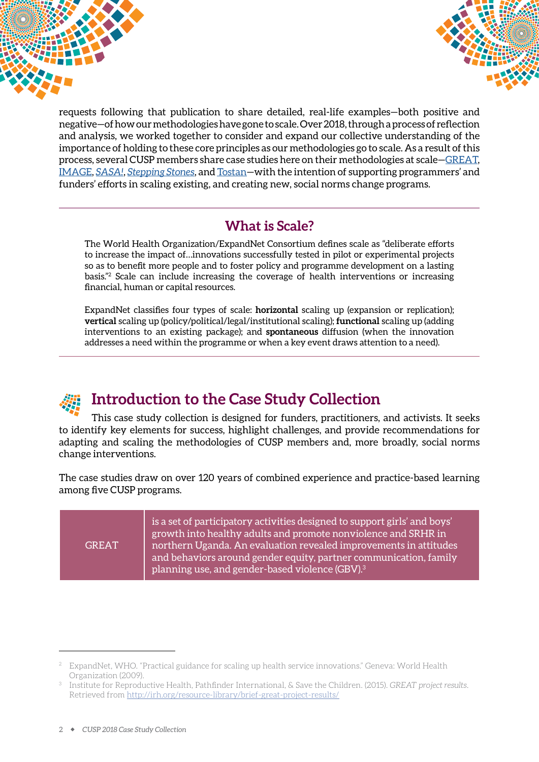requests following that publication to share detailed, real-life examples—both positive and negative—of how our methodologies have gone to scale. Over 2018, through a process of reflection and analysis, we worked together to consider and expand our collective understanding of the importance of holding to these core principles as our methodologies go to scale. As a result of this process, several CUSP members share case studies here on their methodologies at scale—GREAT, IMAGE, *SASA!*, *Stepping Stones*, and Tostan—with the intention of supporting programmers' and funders' efforts in scaling existing, and creating new, social norms change programs.

---

## What is Scale?

The World Health Organization/ExpandNet Consortium defines scale as "deliberate efforts to increase the impact of…innovations successfully tested in pilot or experimental projects so as to benefit more people and to foster policy and programme development on a lasting basis."[2] Scale can include increasing the coverage of health interventions or increasing financial, human or capital resources.

ExpandNet classifies four types of scale: **horizontal** scaling up (expansion or replication); **vertical** scaling up (policy/political/legal/institutional scaling); **functional** scaling up (adding interventions to an existing package); and **spontaneous** diffusion (when the innovation addresses a need within the programme or when a key event draws attention to a need).

---

## Introduction to the Case Study Collection

This case study collection is designed for funders, practitioners, and activists. It seeks to identify key elements for success, highlight challenges, and provide recommendations for adapting and scaling the methodologies of CUSP members and, more broadly, social norms change interventions.

The case studies draw on over 120 years of combined experience and practice-based learning among five CUSP programs.

| | |
|---|---|
| GREAT | is a set of participatory activities designed to support girls' and boys' growth into healthy adults and promote nonviolence and SRHR in northern Uganda. An evaluation revealed improvements in attitudes and behaviors around gender equity, partner communication, family planning use, and gender-based violence (GBV).[3] |

---

[2] ExpandNet, WHO. "Practical guidance for scaling up health service innovations." Geneva: World Health Organization (2009).

[3] Institute for Reproductive Health, Pathfinder International, & Save the Children. (2015). *GREAT project results*. Retrieved from http://irh.org/resource-library/brief-great-project-results/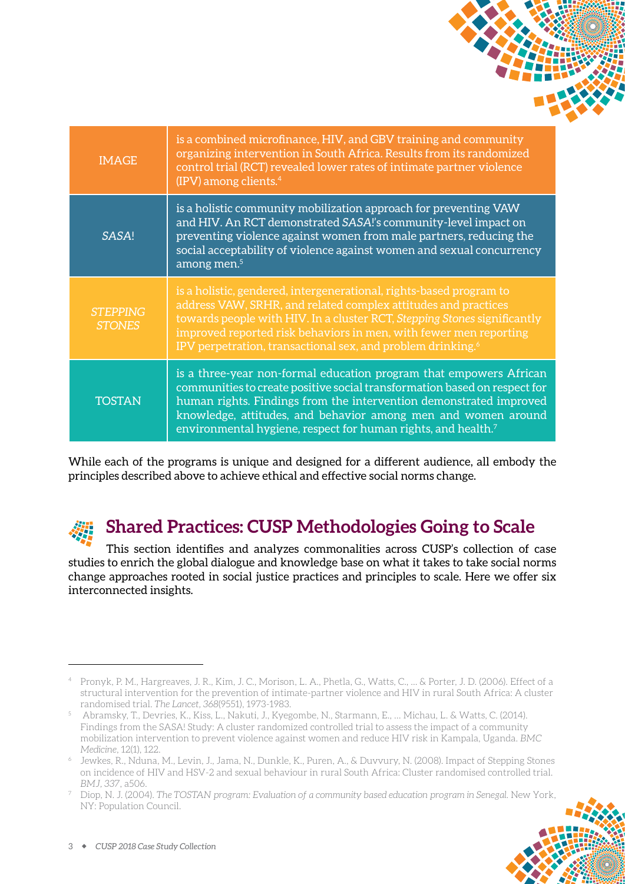| | |
|---|---|
| IMAGE | is a combined microfinance, HIV, and GBV training and community organizing intervention in South Africa. Results from its randomized control trial (RCT) revealed lower rates of intimate partner violence (IPV) among clients.[4] |
| *SASA*! | is a holistic community mobilization approach for preventing VAW and HIV. An RCT demonstrated *SASA*!'s community-level impact on preventing violence against women from male partners, reducing the social acceptability of violence against women and sexual concurrency among men.[5] |
| *STEPPING STONES* | is a holistic, gendered, intergenerational, rights-based program to address VAW, SRHR, and related complex attitudes and practices towards people with HIV. In a cluster RCT, *Stepping Stones* significantly improved reported risk behaviors in men, with fewer men reporting IPV perpetration, transactional sex, and problem drinking.[6] |
| TOSTAN | is a three-year non-formal education program that empowers African communities to create positive social transformation based on respect for human rights. Findings from the intervention demonstrated improved knowledge, attitudes, and behavior among men and women around environmental hygiene, respect for human rights, and health.[7] |

While each of the programs is unique and designed for a different audience, all embody the principles described above to achieve ethical and effective social norms change.

## Shared Practices: CUSP Methodologies Going to Scale

This section identifies and analyzes commonalities across CUSP's collection of case studies to enrich the global dialogue and knowledge base on what it takes to take social norms change approaches rooted in social justice practices and principles to scale. Here we offer six interconnected insights.

---

[4] Pronyk, P. M., Hargreaves, J. R., Kim, J. C., Morison, L. A., Phetla, G., Watts, C., ... & Porter, J. D. (2006). Effect of a structural intervention for the prevention of intimate-partner violence and HIV in rural South Africa: A cluster randomised trial. *The Lancet*, *368*(9551), 1973-1983.

[5] Abramsky, T., Devries, K., Kiss, L., Nakuti, J., Kyegombe, N., Starmann, E., ... Michau, L. & Watts, C. (2014). Findings from the SASA! Study: A cluster randomized controlled trial to assess the impact of a community mobilization intervention to prevent violence against women and reduce HIV risk in Kampala, Uganda. *BMC Medicine*, 12(1), 122.

[6] Jewkes, R., Nduna, M., Levin, J., Jama, N., Dunkle, K., Puren, A., & Duvvury, N. (2008). Impact of Stepping Stones on incidence of HIV and HSV-2 and sexual behaviour in rural South Africa: Cluster randomised controlled trial. *BMJ*, *337*, a506.

[7] Diop, N. J. (2004). *The TOSTAN program: Evaluation of a community based education program in Senegal.* New York, NY: Population Council.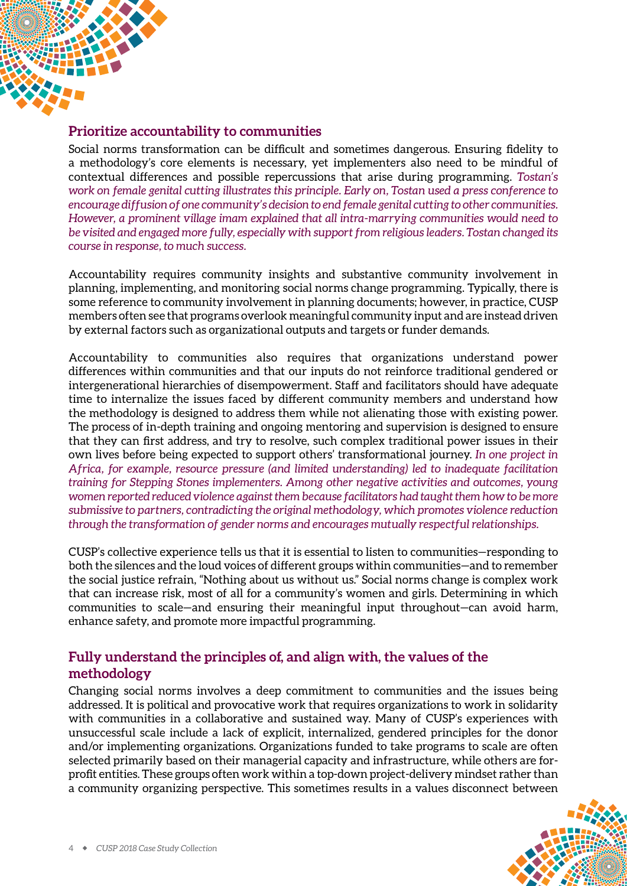## Prioritize accountability to communities

Social norms transformation can be difficult and sometimes dangerous. Ensuring fidelity to a methodology's core elements is necessary, yet implementers also need to be mindful of contextual differences and possible repercussions that arise during programming. *Tostan's work on female genital cutting illustrates this principle. Early on, Tostan used a press conference to encourage diffusion of one community's decision to end female genital cutting to other communities. However, a prominent village imam explained that all intra-marrying communities would need to be visited and engaged more fully, especially with support from religious leaders. Tostan changed its course in response, to much success.*

Accountability requires community insights and substantive community involvement in planning, implementing, and monitoring social norms change programming. Typically, there is some reference to community involvement in planning documents; however, in practice, CUSP members often see that programs overlook meaningful community input and are instead driven by external factors such as organizational outputs and targets or funder demands.

Accountability to communities also requires that organizations understand power differences within communities and that our inputs do not reinforce traditional gendered or intergenerational hierarchies of disempowerment. Staff and facilitators should have adequate time to internalize the issues faced by different community members and understand how the methodology is designed to address them while not alienating those with existing power. The process of in-depth training and ongoing mentoring and supervision is designed to ensure that they can first address, and try to resolve, such complex traditional power issues in their own lives before being expected to support others' transformational journey. *In one project in Africa, for example, resource pressure (and limited understanding) led to inadequate facilitation training for Stepping Stones implementers. Among other negative activities and outcomes, young women reported reduced violence against them because facilitators had taught them how to be more submissive to partners, contradicting the original methodology, which promotes violence reduction through the transformation of gender norms and encourages mutually respectful relationships.*

CUSP's collective experience tells us that it is essential to listen to communities—responding to both the silences and the loud voices of different groups within communities—and to remember the social justice refrain, "Nothing about us without us." Social norms change is complex work that can increase risk, most of all for a community's women and girls. Determining in which communities to scale—and ensuring their meaningful input throughout—can avoid harm, enhance safety, and promote more impactful programming.

## Fully understand the principles of, and align with, the values of the methodology

Changing social norms involves a deep commitment to communities and the issues being addressed. It is political and provocative work that requires organizations to work in solidarity with communities in a collaborative and sustained way. Many of CUSP's experiences with unsuccessful scale include a lack of explicit, internalized, gendered principles for the donor and/or implementing organizations. Organizations funded to take programs to scale are often selected primarily based on their managerial capacity and infrastructure, while others are for-profit entities. These groups often work within a top-down project-delivery mindset rather than a community organizing perspective. This sometimes results in a values disconnect between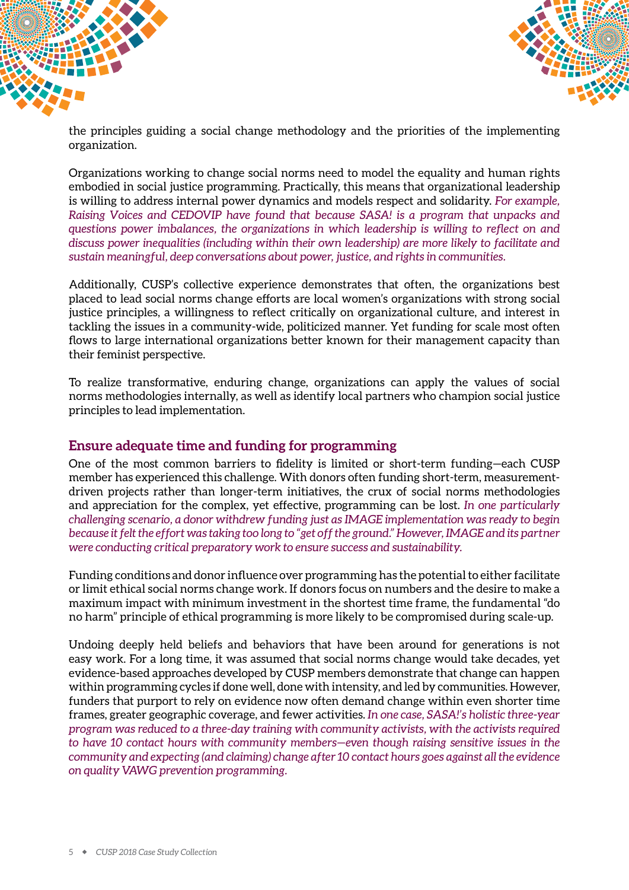the principles guiding a social change methodology and the priorities of the implementing organization.

Organizations working to change social norms need to model the equality and human rights embodied in social justice programming. Practically, this means that organizational leadership is willing to address internal power dynamics and models respect and solidarity. *For example, Raising Voices and CEDOVIP have found that because SASA! is a program that unpacks and questions power imbalances, the organizations in which leadership is willing to reflect on and discuss power inequalities (including within their own leadership) are more likely to facilitate and sustain meaningful, deep conversations about power, justice, and rights in communities.*

Additionally, CUSP's collective experience demonstrates that often, the organizations best placed to lead social norms change efforts are local women's organizations with strong social justice principles, a willingness to reflect critically on organizational culture, and interest in tackling the issues in a community-wide, politicized manner. Yet funding for scale most often flows to large international organizations better known for their management capacity than their feminist perspective.

To realize transformative, enduring change, organizations can apply the values of social norms methodologies internally, as well as identify local partners who champion social justice principles to lead implementation.

## Ensure adequate time and funding for programming

One of the most common barriers to fidelity is limited or short-term funding—each CUSP member has experienced this challenge. With donors often funding short-term, measurement-driven projects rather than longer-term initiatives, the crux of social norms methodologies and appreciation for the complex, yet effective, programming can be lost. *In one particularly challenging scenario, a donor withdrew funding just as IMAGE implementation was ready to begin because it felt the effort was taking too long to "get off the ground." However, IMAGE and its partner were conducting critical preparatory work to ensure success and sustainability.*

Funding conditions and donor influence over programming has the potential to either facilitate or limit ethical social norms change work. If donors focus on numbers and the desire to make a maximum impact with minimum investment in the shortest time frame, the fundamental "do no harm" principle of ethical programming is more likely to be compromised during scale-up.

Undoing deeply held beliefs and behaviors that have been around for generations is not easy work. For a long time, it was assumed that social norms change would take decades, yet evidence-based approaches developed by CUSP members demonstrate that change can happen within programming cycles if done well, done with intensity, and led by communities. However, funders that purport to rely on evidence now often demand change within even shorter time frames, greater geographic coverage, and fewer activities. *In one case, SASA!'s holistic three-year program was reduced to a three-day training with community activists, with the activists required to have 10 contact hours with community members—even though raising sensitive issues in the community and expecting (and claiming) change after 10 contact hours goes against all the evidence on quality VAWG prevention programming.*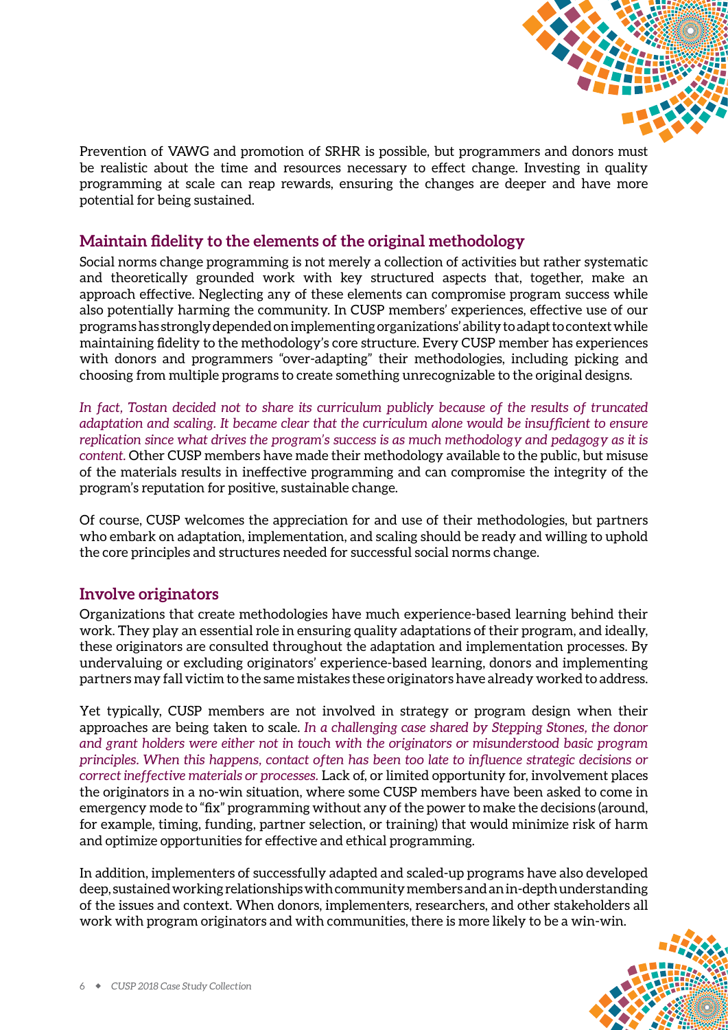Prevention of VAWG and promotion of SRHR is possible, but programmers and donors must be realistic about the time and resources necessary to effect change. Investing in quality programming at scale can reap rewards, ensuring the changes are deeper and have more potential for being sustained.

### Maintain fidelity to the elements of the original methodology

Social norms change programming is not merely a collection of activities but rather systematic and theoretically grounded work with key structured aspects that, together, make an approach effective. Neglecting any of these elements can compromise program success while also potentially harming the community. In CUSP members' experiences, effective use of our programs has strongly depended on implementing organizations' ability to adapt to context while maintaining fidelity to the methodology's core structure. Every CUSP member has experiences with donors and programmers "over-adapting" their methodologies, including picking and choosing from multiple programs to create something unrecognizable to the original designs.

*In fact, Tostan decided not to share its curriculum publicly because of the results of truncated adaptation and scaling. It became clear that the curriculum alone would be insufficient to ensure replication since what drives the program's success is as much methodology and pedagogy as it is content.* Other CUSP members have made their methodology available to the public, but misuse of the materials results in ineffective programming and can compromise the integrity of the program's reputation for positive, sustainable change.

Of course, CUSP welcomes the appreciation for and use of their methodologies, but partners who embark on adaptation, implementation, and scaling should be ready and willing to uphold the core principles and structures needed for successful social norms change.

### Involve originators

Organizations that create methodologies have much experience-based learning behind their work. They play an essential role in ensuring quality adaptations of their program, and ideally, these originators are consulted throughout the adaptation and implementation processes. By undervaluing or excluding originators' experience-based learning, donors and implementing partners may fall victim to the same mistakes these originators have already worked to address.

Yet typically, CUSP members are not involved in strategy or program design when their approaches are being taken to scale. *In a challenging case shared by Stepping Stones, the donor and grant holders were either not in touch with the originators or misunderstood basic program principles. When this happens, contact often has been too late to influence strategic decisions or correct ineffective materials or processes.* Lack of, or limited opportunity for, involvement places the originators in a no-win situation, where some CUSP members have been asked to come in emergency mode to "fix" programming without any of the power to make the decisions (around, for example, timing, funding, partner selection, or training) that would minimize risk of harm and optimize opportunities for effective and ethical programming.

In addition, implementers of successfully adapted and scaled-up programs have also developed deep, sustained working relationships with community members and an in-depth understanding of the issues and context. When donors, implementers, researchers, and other stakeholders all work with program originators and with communities, there is more likely to be a win-win.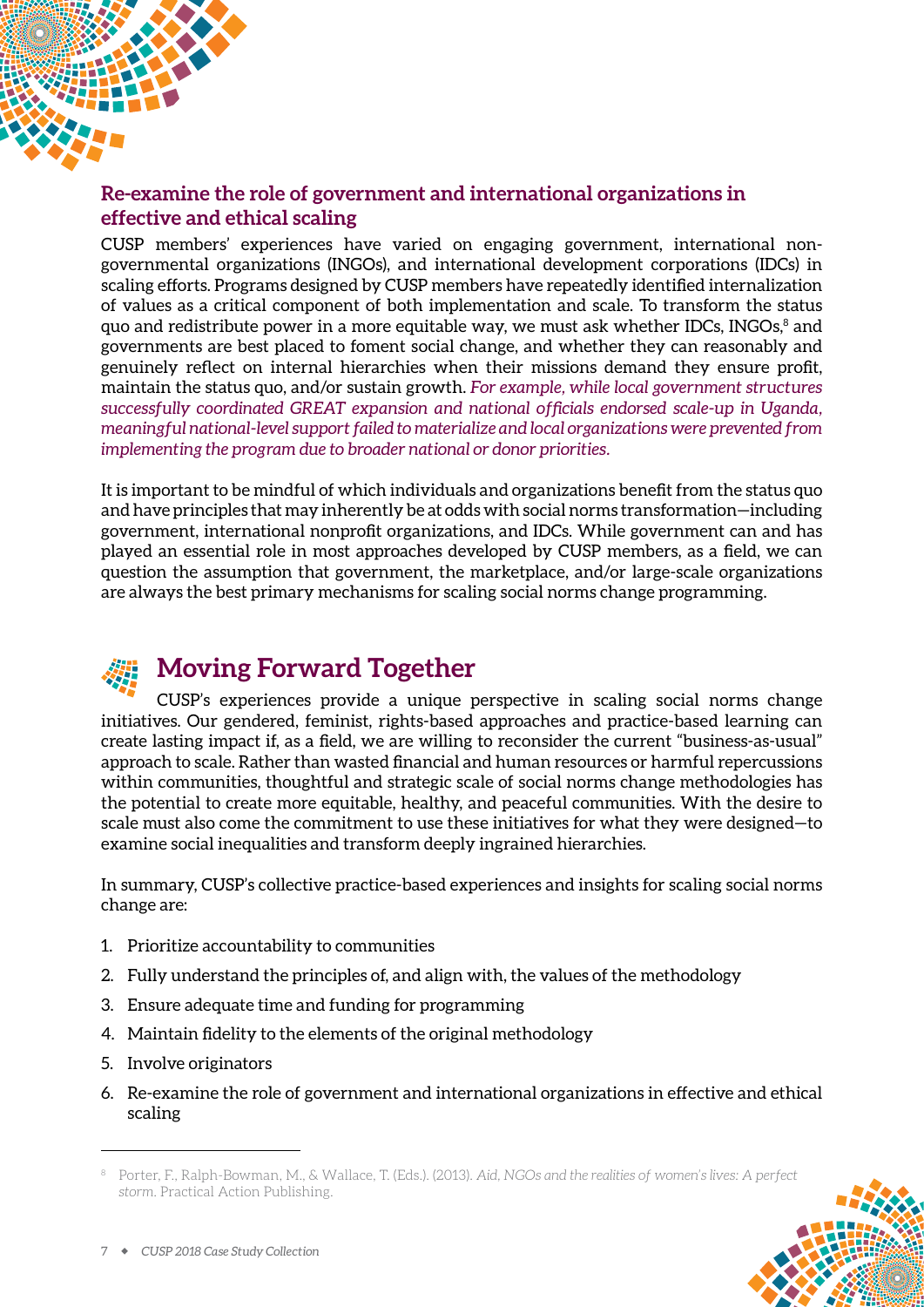### Re-examine the role of government and international organizations in effective and ethical scaling

CUSP members' experiences have varied on engaging government, international non-governmental organizations (INGOs), and international development corporations (IDCs) in scaling efforts. Programs designed by CUSP members have repeatedly identified internalization of values as a critical component of both implementation and scale. To transform the status quo and redistribute power in a more equitable way, we must ask whether IDCs, INGOs,[8] and governments are best placed to foment social change, and whether they can reasonably and genuinely reflect on internal hierarchies when their missions demand they ensure profit, maintain the status quo, and/or sustain growth. *For example, while local government structures successfully coordinated GREAT expansion and national officials endorsed scale-up in Uganda, meaningful national-level support failed to materialize and local organizations were prevented from implementing the program due to broader national or donor priorities.*

It is important to be mindful of which individuals and organizations benefit from the status quo and have principles that may inherently be at odds with social norms transformation—including government, international nonprofit organizations, and IDCs. While government can and has played an essential role in most approaches developed by CUSP members, as a field, we can question the assumption that government, the marketplace, and/or large-scale organizations are always the best primary mechanisms for scaling social norms change programming.

## Moving Forward Together

CUSP's experiences provide a unique perspective in scaling social norms change initiatives. Our gendered, feminist, rights-based approaches and practice-based learning can create lasting impact if, as a field, we are willing to reconsider the current "business-as-usual" approach to scale. Rather than wasted financial and human resources or harmful repercussions within communities, thoughtful and strategic scale of social norms change methodologies has the potential to create more equitable, healthy, and peaceful communities. With the desire to scale must also come the commitment to use these initiatives for what they were designed—to examine social inequalities and transform deeply ingrained hierarchies.

In summary, CUSP's collective practice-based experiences and insights for scaling social norms change are:

1. Prioritize accountability to communities
2. Fully understand the principles of, and align with, the values of the methodology
3. Ensure adequate time and funding for programming
4. Maintain fidelity to the elements of the original methodology
5. Involve originators
6. Re-examine the role of government and international organizations in effective and ethical scaling

---

[8] Porter, F., Ralph-Bowman, M., & Wallace, T. (Eds.). (2013). *Aid, NGOs and the realities of women's lives: A perfect storm*. Practical Action Publishing.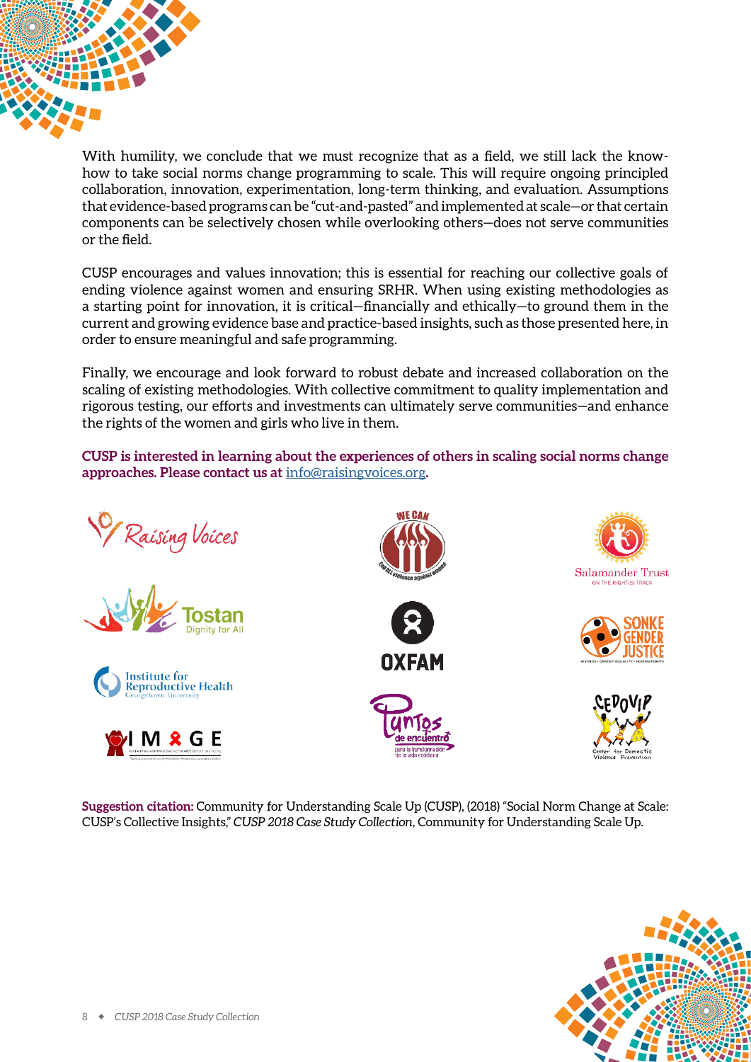With humility, we conclude that we must recognize that as a field, we still lack the know-how to take social norms change programming to scale. This will require ongoing principled collaboration, innovation, experimentation, long-term thinking, and evaluation. Assumptions that evidence-based programs can be "cut-and-pasted" and implemented at scale—or that certain components can be selectively chosen while overlooking others—does not serve communities or the field.

CUSP encourages and values innovation; this is essential for reaching our collective goals of ending violence against women and ensuring SRHR. When using existing methodologies as a starting point for innovation, it is critical—financially and ethically—to ground them in the current and growing evidence base and practice-based insights, such as those presented here, in order to ensure meaningful and safe programming.

Finally, we encourage and look forward to robust debate and increased collaboration on the scaling of existing methodologies. With collective commitment to quality implementation and rigorous testing, our efforts and investments can ultimately serve communities—and enhance the rights of the women and girls who live in them.

**CUSP is interested in learning about the experiences of others in scaling social norms change approaches. Please contact us at info@raisingvoices.org.**

**Suggestion citation:** Community for Understanding Scale Up (CUSP), (2018) "Social Norm Change at Scale: CUSP's Collective Insights," *CUSP 2018 Case Study Collection*, Community for Understanding Scale Up.